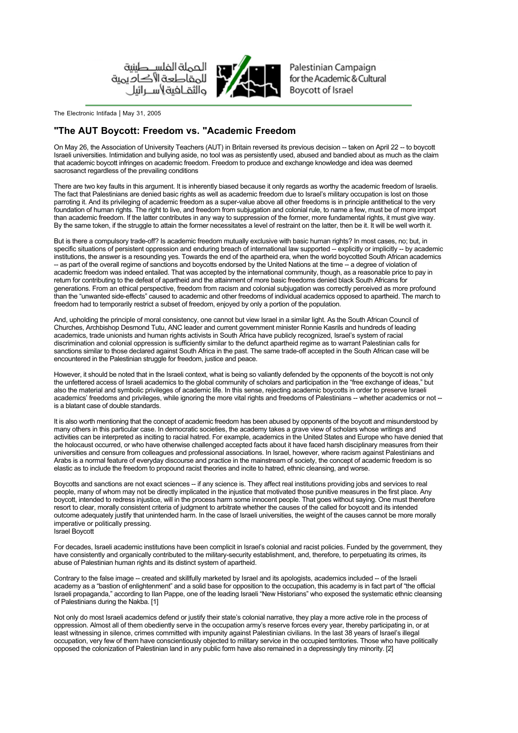الحملة الفلسطينية للمقاطعة الأكاديمية والثقافية لإسرائيل

Palestinian Campaign for the Academic & Cultural Boycott of Israel

The Electronic Intifada | May 31, 2005

## "The AUT Boycott: Freedom vs. "Academic Freedom

On May 26, the Association of University Teachers (AUT) in Britain reversed its previous decision -- taken on April 22 -- to boycott Israeli universities. Intimidation and bullying aside, no tool was as persistently used, abused and bandied about as much as the claim that academic boycott infringes on academic freedom. Freedom to produce and exchange knowledge and idea was deemed sacrosanct regardless of the prevailing conditions

There are two key faults in this argument. It is inherently biased because it only regards as worthy the academic freedom of Israelis. The fact that Palestinians are denied basic rights as well as academic freedom due to Israel's military occupation is lost on those parroting it. And its privileging of academic freedom as a super-value above all other freedoms is in principle antithetical to the very foundation of human rights. The right to live, and freedom from subjugation and colonial rule, to name a few, must be of more import than academic freedom. If the latter contributes in any way to suppression of the former, more fundamental rights, it must give way. By the same token, if the struggle to attain the former necessitates a level of restraint on the latter, then be it. It will be well worth it.

But is there a compulsory trade-off? Is academic freedom mutually exclusive with basic human rights? In most cases, no; but, in specific situations of persistent oppression and enduring breach of international law supported -- explicitly or implicitly -- by academic institutions, the answer is a resounding yes. Towards the end of the apartheid era, when the world boycotted South African academics -- as part of the overall regime of sanctions and boycotts endorsed by the United Nations at the time -- a degree of violation of academic freedom was indeed entailed. That was accepted by the international community, though, as a reasonable price to pay in return for contributing to the defeat of apartheid and the attainment of more basic freedoms denied black South Africans for generations. From an ethical perspective, freedom from racism and colonial subjugation was correctly perceived as more profound than the "unwanted side-effects" caused to academic and other freedoms of individual academics opposed to apartheid. The march to freedom had to temporarily restrict a subset of freedom, enjoyed by only a portion of the population.

And, upholding the principle of moral consistency, one cannot but view Israel in a similar light. As the South African Council of Churches, Archbishop Desmond Tutu, ANC leader and current government minister Ronnie Kasrils and hundreds of leading academics, trade unionists and human rights activists in South Africa have publicly recognized, Israel's system of racial discrimination and colonial oppression is sufficiently similar to the defunct apartheid regime as to warrant Palestinian calls for sanctions similar to those declared against South Africa in the past. The same trade-off accepted in the South African case will be encountered in the Palestinian struggle for freedom, justice and peace.

However, it should be noted that in the Israeli context, what is being so valiantly defended by the opponents of the boycott is not only the unfettered access of Israeli academics to the global community of scholars and participation in the "free exchange of ideas," but also the material and symbolic privileges of academic life. In this sense, rejecting academic boycotts in order to preserve Israeli academics' freedoms and privileges, while ignoring the more vital rights and freedoms of Palestinians -- whether academics or not -- is a blatant case of double standards.

It is also worth mentioning that the concept of academic freedom has been abused by opponents of the boycott and misunderstood by many others in this particular case. In democratic societies, the academy takes a grave view of scholars whose writings and activities can be interpreted as inciting to racial hatred. For example, academics in the United States and Europe who have denied that the holocaust occurred, or who have otherwise challenged accepted facts about it have faced harsh disciplinary measures from their universities and censure from colleagues and professional associations. In Israel, however, where racism against Palestinians and Arabs is a normal feature of everyday discourse and practice in the mainstream of society, the concept of academic freedom is so elastic as to include the freedom to propound racist theories and incite to hatred, ethnic cleansing, and worse.

Boycotts and sanctions are not exact sciences -- if any science is. They affect real institutions providing jobs and services to real people, many of whom may not be directly implicated in the injustice that motivated those punitive measures in the first place. Any boycott, intended to redress injustice, will in the process harm some innocent people. That goes without saying. One must therefore resort to clear, morally consistent criteria of judgment to arbitrate whether the causes of the called for boycott and its intended outcome adequately justify that unintended harm. In the case of Israeli universities, the weight of the causes cannot be more morally imperative or politically pressing.
Israel Boycott

For decades, Israeli academic institutions have been complicit in Israel's colonial and racist policies. Funded by the government, they have consistently and organically contributed to the military-security establishment, and, therefore, to perpetuating its crimes, its abuse of Palestinian human rights and its distinct system of apartheid.

Contrary to the false image -- created and skillfully marketed by Israel and its apologists, academics included -- of the Israeli academy as a "bastion of enlightenment" and a solid base for opposition to the occupation, this academy is in fact part of "the official Israeli propaganda," according to Ilan Pappe, one of the leading Israeli "New Historians" who exposed the systematic ethnic cleansing of Palestinians during the Nakba. [1]

Not only do most Israeli academics defend or justify their state's colonial narrative, they play a more active role in the process of oppression. Almost all of them obediently serve in the occupation army's reserve forces every year, thereby participating in, or at least witnessing in silence, crimes committed with impunity against Palestinian civilians. In the last 38 years of Israel's illegal occupation, very few of them have conscientiously objected to military service in the occupied territories. Those who have politically opposed the colonization of Palestinian land in any public form have also remained in a depressingly tiny minority. [2]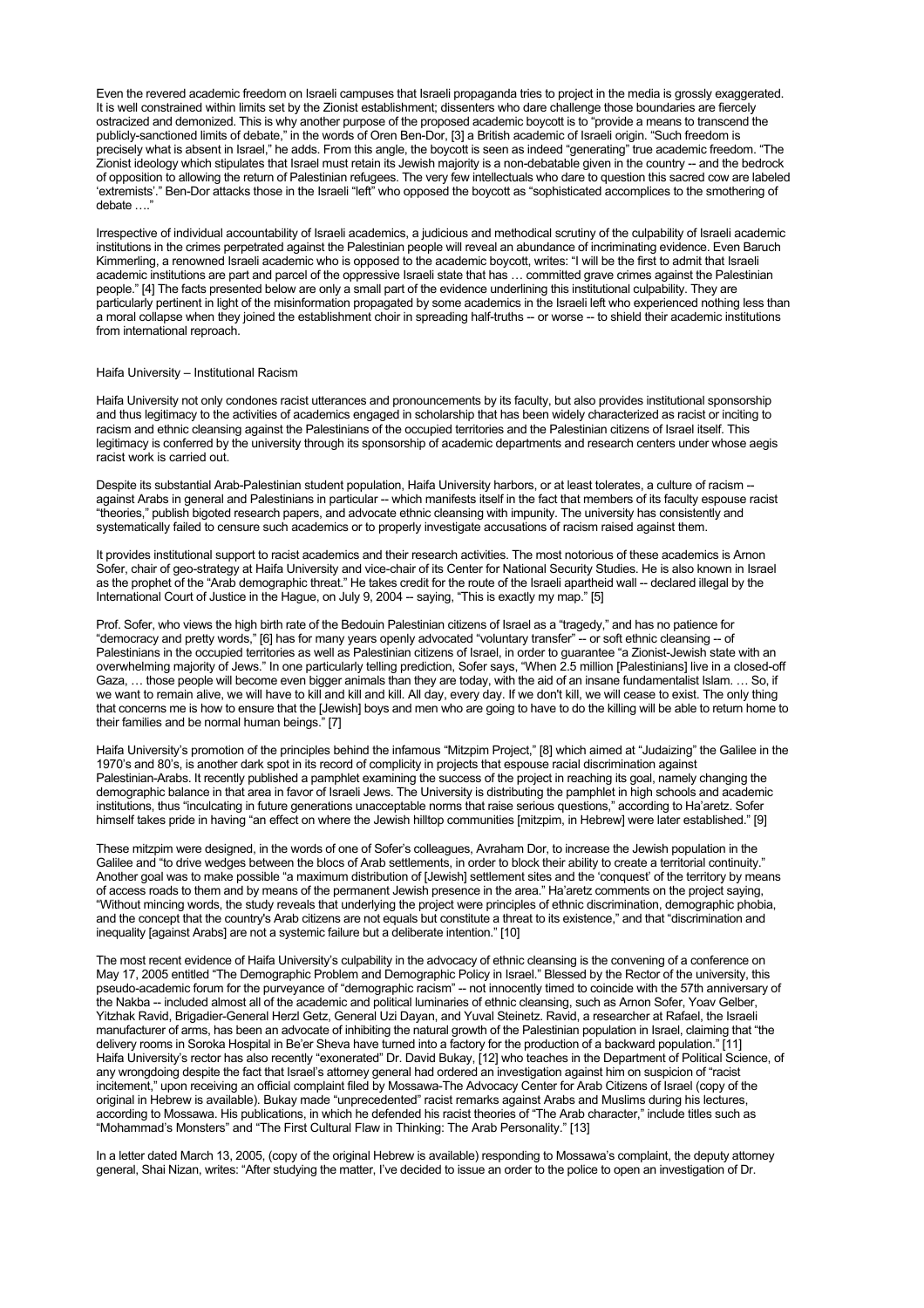Even the revered academic freedom on Israeli campuses that Israeli propaganda tries to project in the media is grossly exaggerated. It is well constrained within limits set by the Zionist establishment; dissenters who dare challenge those boundaries are fiercely ostracized and demonized. This is why another purpose of the proposed academic boycott is to "provide a means to transcend the publicly-sanctioned limits of debate," in the words of Oren Ben-Dor, [3] a British academic of Israeli origin. "Such freedom is precisely what is absent in Israel," he adds. From this angle, the boycott is seen as indeed "generating" true academic freedom. "The Zionist ideology which stipulates that Israel must retain its Jewish majority is a non-debatable given in the country -- and the bedrock of opposition to allowing the return of Palestinian refugees. The very few intellectuals who dare to question this sacred cow are labeled 'extremists'." Ben-Dor attacks those in the Israeli "left" who opposed the boycott as "sophisticated accomplices to the smothering of debate …."

Irrespective of individual accountability of Israeli academics, a judicious and methodical scrutiny of the culpability of Israeli academic institutions in the crimes perpetrated against the Palestinian people will reveal an abundance of incriminating evidence. Even Baruch Kimmerling, a renowned Israeli academic who is opposed to the academic boycott, writes: "I will be the first to admit that Israeli academic institutions are part and parcel of the oppressive Israeli state that has … committed grave crimes against the Palestinian people." [4] The facts presented below are only a small part of the evidence underlining this institutional culpability. They are particularly pertinent in light of the misinformation propagated by some academics in the Israeli left who experienced nothing less than a moral collapse when they joined the establishment choir in spreading half-truths -- or worse -- to shield their academic institutions from international reproach.

## Haifa University – Institutional Racism

Haifa University not only condones racist utterances and pronouncements by its faculty, but also provides institutional sponsorship and thus legitimacy to the activities of academics engaged in scholarship that has been widely characterized as racist or inciting to racism and ethnic cleansing against the Palestinians of the occupied territories and the Palestinian citizens of Israel itself. This legitimacy is conferred by the university through its sponsorship of academic departments and research centers under whose aegis racist work is carried out.

Despite its substantial Arab-Palestinian student population, Haifa University harbors, or at least tolerates, a culture of racism -- against Arabs in general and Palestinians in particular -- which manifests itself in the fact that members of its faculty espouse racist "theories," publish bigoted research papers, and advocate ethnic cleansing with impunity. The university has consistently and systematically failed to censure such academics or to properly investigate accusations of racism raised against them.

It provides institutional support to racist academics and their research activities. The most notorious of these academics is Arnon Sofer, chair of geo-strategy at Haifa University and vice-chair of its Center for National Security Studies. He is also known in Israel as the prophet of the "Arab demographic threat." He takes credit for the route of the Israeli apartheid wall -- declared illegal by the International Court of Justice in the Hague, on July 9, 2004 -- saying, "This is exactly my map." [5]

Prof. Sofer, who views the high birth rate of the Bedouin Palestinian citizens of Israel as a "tragedy," and has no patience for "democracy and pretty words," [6] has for many years openly advocated "voluntary transfer" -- or soft ethnic cleansing -- of Palestinians in the occupied territories as well as Palestinian citizens of Israel, in order to guarantee "a Zionist-Jewish state with an overwhelming majority of Jews." In one particularly telling prediction, Sofer says, "When 2.5 million [Palestinians] live in a closed-off Gaza, … those people will become even bigger animals than they are today, with the aid of an insane fundamentalist Islam. … So, if we want to remain alive, we will have to kill and kill and kill. All day, every day. If we don't kill, we will cease to exist. The only thing that concerns me is how to ensure that the [Jewish] boys and men who are going to have to do the killing will be able to return home to their families and be normal human beings." [7]

Haifa University's promotion of the principles behind the infamous "Mitzpim Project," [8] which aimed at "Judaizing" the Galilee in the 1970's and 80's, is another dark spot in its record of complicity in projects that espouse racial discrimination against Palestinian-Arabs. It recently published a pamphlet examining the success of the project in reaching its goal, namely changing the demographic balance in that area in favor of Israeli Jews. The University is distributing the pamphlet in high schools and academic institutions, thus "inculcating in future generations unacceptable norms that raise serious questions," according to Ha'aretz. Sofer himself takes pride in having "an effect on where the Jewish hilltop communities [mitzpim, in Hebrew] were later established." [9]

These mitzpim were designed, in the words of one of Sofer's colleagues, Avraham Dor, to increase the Jewish population in the Galilee and "to drive wedges between the blocs of Arab settlements, in order to block their ability to create a territorial continuity." Another goal was to make possible "a maximum distribution of [Jewish] settlement sites and the 'conquest' of the territory by means of access roads to them and by means of the permanent Jewish presence in the area." Ha'aretz comments on the project saying, "Without mincing words, the study reveals that underlying the project were principles of ethnic discrimination, demographic phobia, and the concept that the country's Arab citizens are not equals but constitute a threat to its existence," and that "discrimination and inequality [against Arabs] are not a systemic failure but a deliberate intention." [10]

The most recent evidence of Haifa University's culpability in the advocacy of ethnic cleansing is the convening of a conference on May 17, 2005 entitled "The Demographic Problem and Demographic Policy in Israel." Blessed by the Rector of the university, this pseudo-academic forum for the purveyance of "demographic racism" -- not innocently timed to coincide with the 57th anniversary of the Nakba -- included almost all of the academic and political luminaries of ethnic cleansing, such as Arnon Sofer, Yoav Gelber, Yitzhak Ravid, Brigadier-General Herzl Getz, General Uzi Dayan, and Yuval Steinetz. Ravid, a researcher at Rafael, the Israeli manufacturer of arms, has been an advocate of inhibiting the natural growth of the Palestinian population in Israel, claiming that "the delivery rooms in Soroka Hospital in Be'er Sheva have turned into a factory for the production of a backward population." [11] Haifa University's rector has also recently "exonerated" Dr. David Bukay, [12] who teaches in the Department of Political Science, of any wrongdoing despite the fact that Israel's attorney general had ordered an investigation against him on suspicion of "racist incitement," upon receiving an official complaint filed by Mossawa-The Advocacy Center for Arab Citizens of Israel (copy of the original in Hebrew is available). Bukay made "unprecedented" racist remarks against Arabs and Muslims during his lectures, according to Mossawa. His publications, in which he defended his racist theories of "The Arab character," include titles such as "Mohammad's Monsters" and "The First Cultural Flaw in Thinking: The Arab Personality." [13]

In a letter dated March 13, 2005, (copy of the original Hebrew is available) responding to Mossawa's complaint, the deputy attorney general, Shai Nizan, writes: "After studying the matter, I've decided to issue an order to the police to open an investigation of Dr.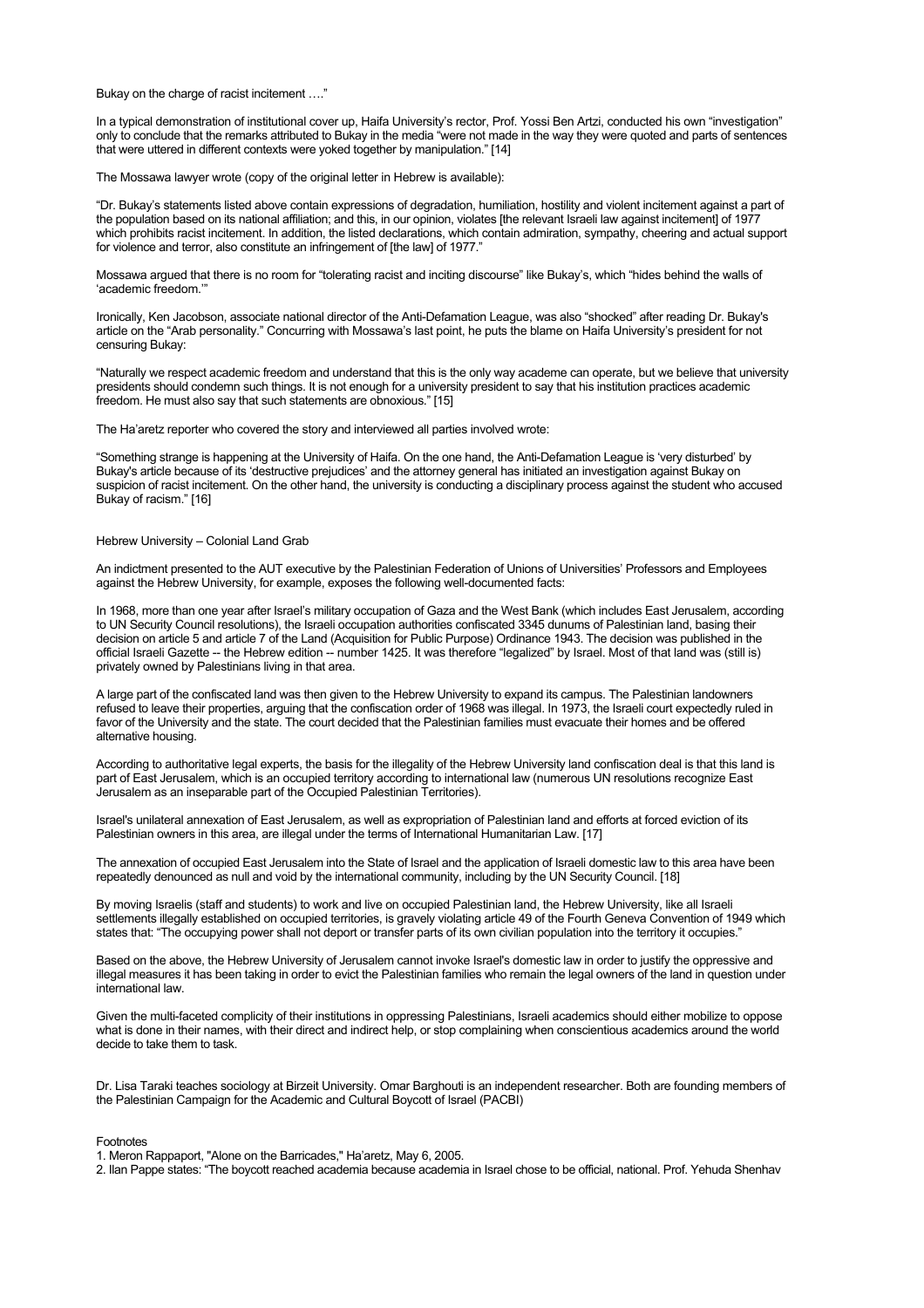Bukay on the charge of racist incitement …."

In a typical demonstration of institutional cover up, Haifa University's rector, Prof. Yossi Ben Artzi, conducted his own "investigation" only to conclude that the remarks attributed to Bukay in the media "were not made in the way they were quoted and parts of sentences that were uttered in different contexts were yoked together by manipulation." [14]

The Mossawa lawyer wrote (copy of the original letter in Hebrew is available):

"Dr. Bukay's statements listed above contain expressions of degradation, humiliation, hostility and violent incitement against a part of the population based on its national affiliation; and this, in our opinion, violates [the relevant Israeli law against incitement] of 1977 which prohibits racist incitement. In addition, the listed declarations, which contain admiration, sympathy, cheering and actual support for violence and terror, also constitute an infringement of [the law] of 1977."

Mossawa argued that there is no room for "tolerating racist and inciting discourse" like Bukay's, which "hides behind the walls of 'academic freedom.'"

Ironically, Ken Jacobson, associate national director of the Anti-Defamation League, was also "shocked" after reading Dr. Bukay's article on the "Arab personality." Concurring with Mossawa's last point, he puts the blame on Haifa University's president for not censuring Bukay:

"Naturally we respect academic freedom and understand that this is the only way academe can operate, but we believe that university presidents should condemn such things. It is not enough for a university president to say that his institution practices academic freedom. He must also say that such statements are obnoxious." [15]

The Ha'aretz reporter who covered the story and interviewed all parties involved wrote:

"Something strange is happening at the University of Haifa. On the one hand, the Anti-Defamation League is 'very disturbed' by Bukay's article because of its 'destructive prejudices' and the attorney general has initiated an investigation against Bukay on suspicion of racist incitement. On the other hand, the university is conducting a disciplinary process against the student who accused Bukay of racism." [16]

## Hebrew University – Colonial Land Grab

An indictment presented to the AUT executive by the Palestinian Federation of Unions of Universities' Professors and Employees against the Hebrew University, for example, exposes the following well-documented facts:

In 1968, more than one year after Israel's military occupation of Gaza and the West Bank (which includes East Jerusalem, according to UN Security Council resolutions), the Israeli occupation authorities confiscated 3345 dunums of Palestinian land, basing their decision on article 5 and article 7 of the Land (Acquisition for Public Purpose) Ordinance 1943. The decision was published in the official Israeli Gazette -- the Hebrew edition -- number 1425. It was therefore "legalized" by Israel. Most of that land was (still is) privately owned by Palestinians living in that area.

A large part of the confiscated land was then given to the Hebrew University to expand its campus. The Palestinian landowners refused to leave their properties, arguing that the confiscation order of 1968 was illegal. In 1973, the Israeli court expectedly ruled in favor of the University and the state. The court decided that the Palestinian families must evacuate their homes and be offered alternative housing.

According to authoritative legal experts, the basis for the illegality of the Hebrew University land confiscation deal is that this land is part of East Jerusalem, which is an occupied territory according to international law (numerous UN resolutions recognize East Jerusalem as an inseparable part of the Occupied Palestinian Territories).

Israel's unilateral annexation of East Jerusalem, as well as expropriation of Palestinian land and efforts at forced eviction of its Palestinian owners in this area, are illegal under the terms of International Humanitarian Law. [17]

The annexation of occupied East Jerusalem into the State of Israel and the application of Israeli domestic law to this area have been repeatedly denounced as null and void by the international community, including by the UN Security Council. [18]

By moving Israelis (staff and students) to work and live on occupied Palestinian land, the Hebrew University, like all Israeli settlements illegally established on occupied territories, is gravely violating article 49 of the Fourth Geneva Convention of 1949 which states that: "The occupying power shall not deport or transfer parts of its own civilian population into the territory it occupies."

Based on the above, the Hebrew University of Jerusalem cannot invoke Israel's domestic law in order to justify the oppressive and illegal measures it has been taking in order to evict the Palestinian families who remain the legal owners of the land in question under international law.

Given the multi-faceted complicity of their institutions in oppressing Palestinians, Israeli academics should either mobilize to oppose what is done in their names, with their direct and indirect help, or stop complaining when conscientious academics around the world decide to take them to task.

Dr. Lisa Taraki teaches sociology at Birzeit University. Omar Barghouti is an independent researcher. Both are founding members of the Palestinian Campaign for the Academic and Cultural Boycott of Israel (PACBI)

Footnotes

1. Meron Rappaport, "Alone on the Barricades," Ha'aretz, May 6, 2005.
2. Ilan Pappe states: "The boycott reached academia because academia in Israel chose to be official, national. Prof. Yehuda Shenhav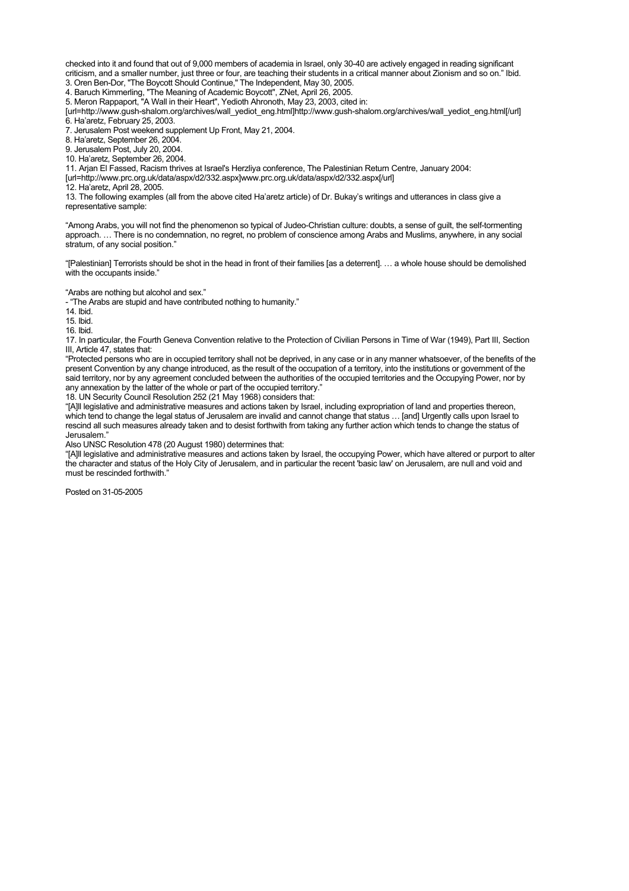checked into it and found that out of 9,000 members of academia in Israel, only 30-40 are actively engaged in reading significant criticism, and a smaller number, just three or four, are teaching their students in a critical manner about Zionism and so on." Ibid.

3. Oren Ben-Dor, "The Boycott Should Continue," The Independent, May 30, 2005.
4. Baruch Kimmerling, "The Meaning of Academic Boycott", ZNet, April 26, 2005.
5. Meron Rappaport, "A Wall in their Heart", Yedioth Ahronoth, May 23, 2003, cited in:
[url=http://www.gush-shalom.org/archives/wall_yediot_eng.html]http://www.gush-shalom.org/archives/wall_yediot_eng.html[/url]
6. Ha'aretz, February 25, 2003.
7. Jerusalem Post weekend supplement Up Front, May 21, 2004.
8. Ha'aretz, September 26, 2004.
9. Jerusalem Post, July 20, 2004.
10. Ha'aretz, September 26, 2004.
11. Arjan El Fassed, Racism thrives at Israel's Herzliya conference, The Palestinian Return Centre, January 2004:
[url=http://www.prc.org.uk/data/aspx/d2/332.aspx]www.prc.org.uk/data/aspx/d2/332.aspx[/url]
12. Ha'aretz, April 28, 2005.
13. The following examples (all from the above cited Ha'aretz article) of Dr. Bukay's writings and utterances in class give a representative sample:

"Among Arabs, you will not find the phenomenon so typical of Judeo-Christian culture: doubts, a sense of guilt, the self-tormenting approach. … There is no condemnation, no regret, no problem of conscience among Arabs and Muslims, anywhere, in any social stratum, of any social position."

"[Palestinian] Terrorists should be shot in the head in front of their families [as a deterrent]. … a whole house should be demolished with the occupants inside."

"Arabs are nothing but alcohol and sex."
- "The Arabs are stupid and have contributed nothing to humanity."

14. Ibid.
15. Ibid.
16. Ibid.
17. In particular, the Fourth Geneva Convention relative to the Protection of Civilian Persons in Time of War (1949), Part III, Section III, Article 47, states that:
"Protected persons who are in occupied territory shall not be deprived, in any case or in any manner whatsoever, of the benefits of the present Convention by any change introduced, as the result of the occupation of a territory, into the institutions or government of the said territory, nor by any agreement concluded between the authorities of the occupied territories and the Occupying Power, nor by any annexation by the latter of the whole or part of the occupied territory."
18. UN Security Council Resolution 252 (21 May 1968) considers that:
"[A]ll legislative and administrative measures and actions taken by Israel, including expropriation of land and properties thereon, which tend to change the legal status of Jerusalem are invalid and cannot change that status … [and] Urgently calls upon Israel to rescind all such measures already taken and to desist forthwith from taking any further action which tends to change the status of Jerusalem."
Also UNSC Resolution 478 (20 August 1980) determines that:
"[A]ll legislative and administrative measures and actions taken by Israel, the occupying Power, which have altered or purport to alter the character and status of the Holy City of Jerusalem, and in particular the recent 'basic law' on Jerusalem, are null and void and must be rescinded forthwith."

Posted on 31-05-2005